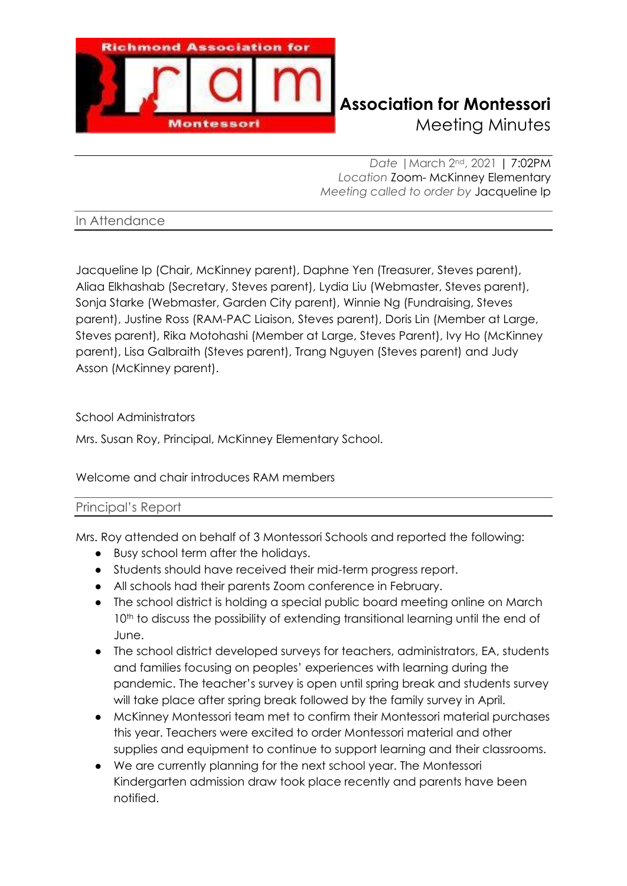# Association for Montessori
Meeting Minutes

*Date* | March 2nd, 2021 | 7:02PM
*Location* Zoom- McKinney Elementary
*Meeting called to order by* Jacqueline Ip

## In Attendance

Jacqueline Ip (Chair, McKinney parent), Daphne Yen (Treasurer, Steves parent), Aliaa Elkhashab (Secretary, Steves parent), Lydia Liu (Webmaster, Steves parent), Sonja Starke (Webmaster, Garden City parent), Winnie Ng (Fundraising, Steves parent), Justine Ross (RAM-PAC Liaison, Steves parent), Doris Lin (Member at Large, Steves parent), Rika Motohashi (Member at Large, Steves Parent), Ivy Ho (McKinney parent), Lisa Galbraith (Steves parent), Trang Nguyen (Steves parent) and Judy Asson (McKinney parent).

School Administrators

Mrs. Susan Roy, Principal, McKinney Elementary School.

Welcome and chair introduces RAM members

## Principal's Report

Mrs. Roy attended on behalf of 3 Montessori Schools and reported the following:

- Busy school term after the holidays.
- Students should have received their mid-term progress report.
- All schools had their parents Zoom conference in February.
- The school district is holding a special public board meeting online on March 10th to discuss the possibility of extending transitional learning until the end of June.
- The school district developed surveys for teachers, administrators, EA, students and families focusing on peoples' experiences with learning during the pandemic. The teacher's survey is open until spring break and students survey will take place after spring break followed by the family survey in April.
- McKinney Montessori team met to confirm their Montessori material purchases this year. Teachers were excited to order Montessori material and other supplies and equipment to continue to support learning and their classrooms.
- We are currently planning for the next school year. The Montessori Kindergarten admission draw took place recently and parents have been notified.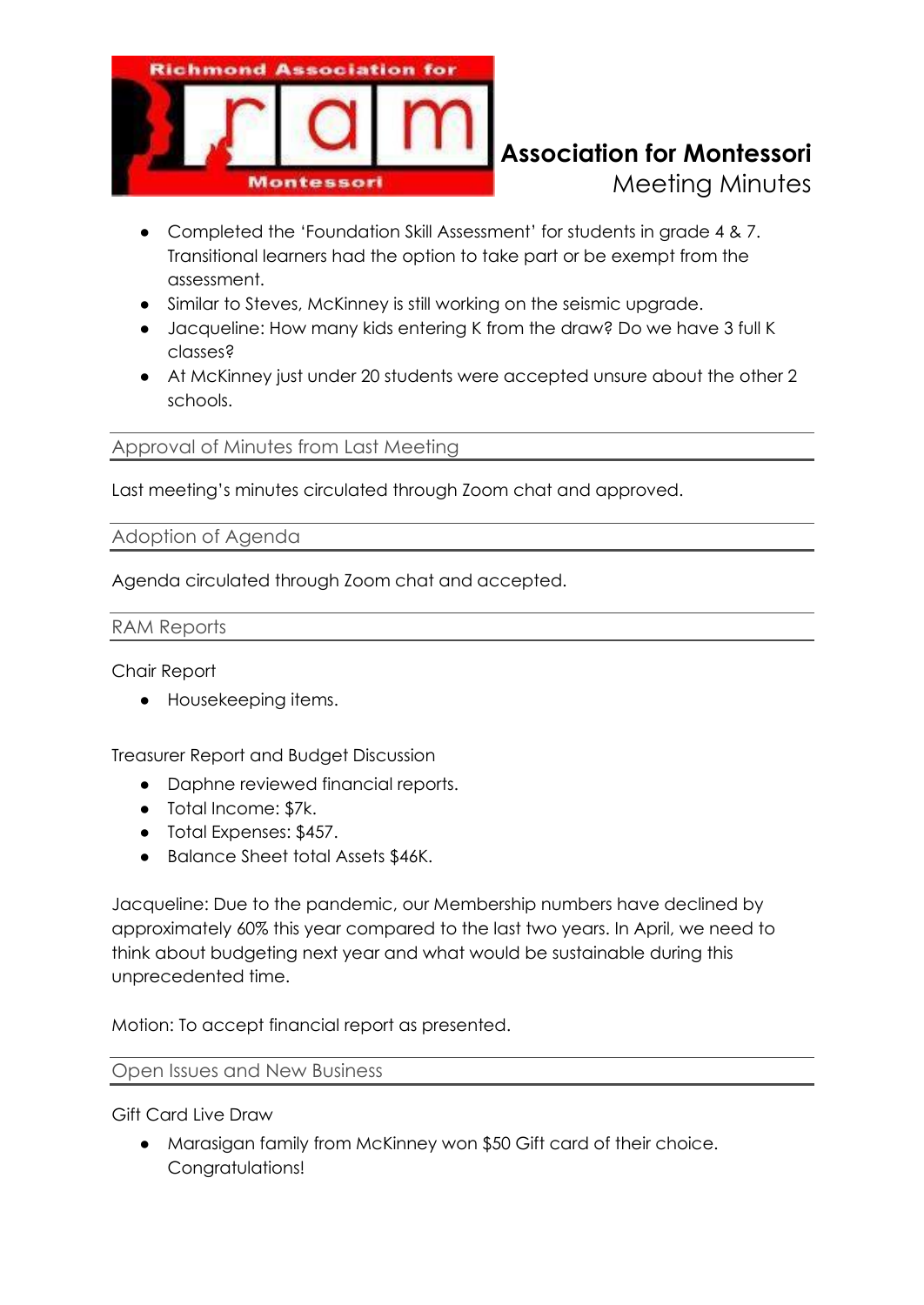- Completed the 'Foundation Skill Assessment' for students in grade 4 & 7. Transitional learners had the option to take part or be exempt from the assessment.
- Similar to Steves, McKinney is still working on the seismic upgrade.
- Jacqueline: How many kids entering K from the draw? Do we have 3 full K classes?
- At McKinney just under 20 students were accepted unsure about the other 2 schools.

## Approval of Minutes from Last Meeting

Last meeting's minutes circulated through Zoom chat and approved.

## Adoption of Agenda

Agenda circulated through Zoom chat and accepted.

## RAM Reports

Chair Report

- Housekeeping items.

Treasurer Report and Budget Discussion

- Daphne reviewed financial reports.
- Total Income: $7k.
- Total Expenses: $457.
- Balance Sheet total Assets $46K.

Jacqueline: Due to the pandemic, our Membership numbers have declined by approximately 60% this year compared to the last two years. In April, we need to think about budgeting next year and what would be sustainable during this unprecedented time.

Motion: To accept financial report as presented.

## Open Issues and New Business

Gift Card Live Draw

- Marasigan family from McKinney won $50 Gift card of their choice. Congratulations!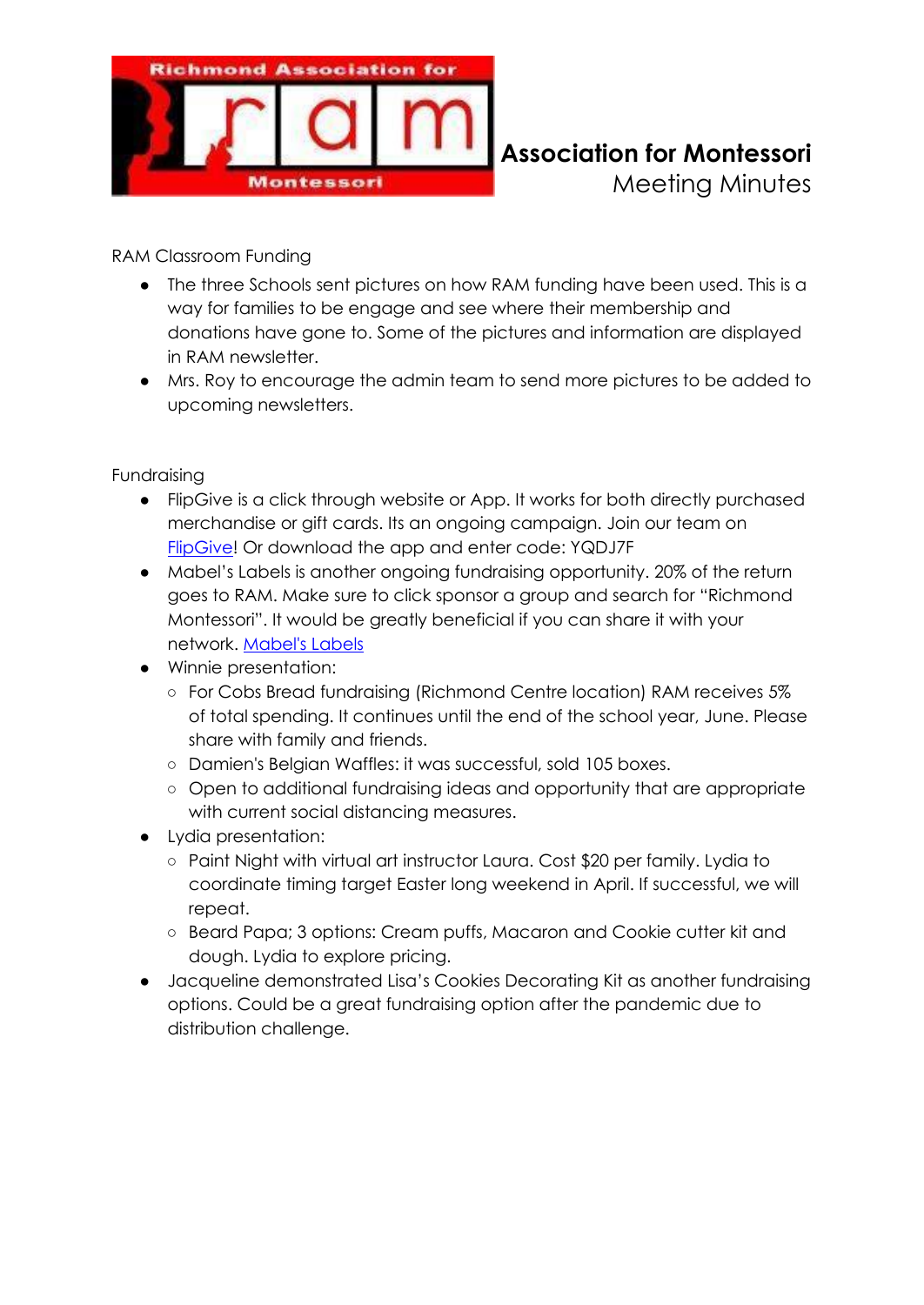**Association for Montessori**
Meeting Minutes

RAM Classroom Funding

- The three Schools sent pictures on how RAM funding have been used. This is a way for families to be engage and see where their membership and donations have gone to. Some of the pictures and information are displayed in RAM newsletter.
- Mrs. Roy to encourage the admin team to send more pictures to be added to upcoming newsletters.

Fundraising

- FlipGive is a click through website or App. It works for both directly purchased merchandise or gift cards. Its an ongoing campaign. Join our team on FlipGive! Or download the app and enter code: YQDJ7F
- Mabel's Labels is another ongoing fundraising opportunity. 20% of the return goes to RAM. Make sure to click sponsor a group and search for "Richmond Montessori". It would be greatly beneficial if you can share it with your network. Mabel's Labels
- Winnie presentation:
  - For Cobs Bread fundraising (Richmond Centre location) RAM receives 5% of total spending. It continues until the end of the school year, June. Please share with family and friends.
  - Damien's Belgian Waffles: it was successful, sold 105 boxes.
  - Open to additional fundraising ideas and opportunity that are appropriate with current social distancing measures.
- Lydia presentation:
  - Paint Night with virtual art instructor Laura. Cost $20 per family. Lydia to coordinate timing target Easter long weekend in April. If successful, we will repeat.
  - Beard Papa; 3 options: Cream puffs, Macaron and Cookie cutter kit and dough. Lydia to explore pricing.
- Jacqueline demonstrated Lisa's Cookies Decorating Kit as another fundraising options. Could be a great fundraising option after the pandemic due to distribution challenge.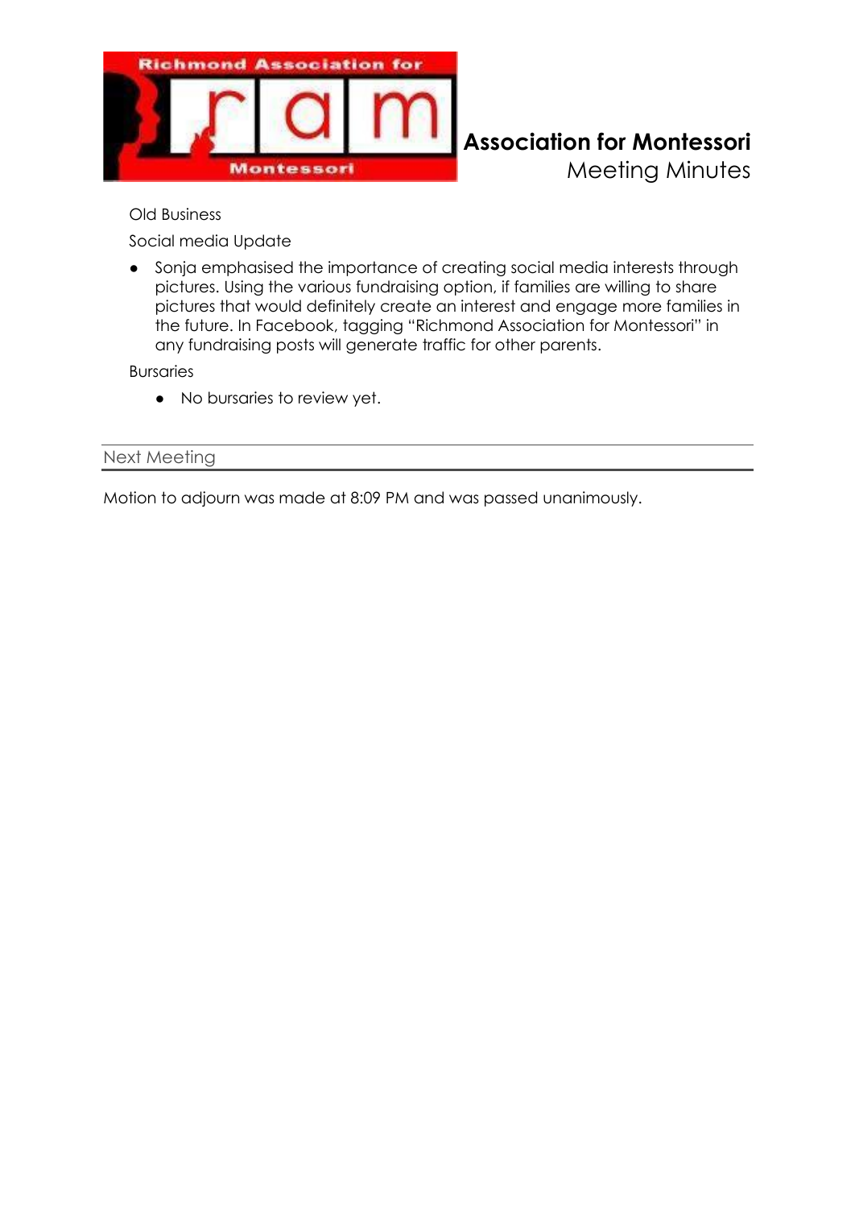Old Business

Social media Update

- Sonja emphasised the importance of creating social media interests through pictures. Using the various fundraising option, if families are willing to share pictures that would definitely create an interest and engage more families in the future. In Facebook, tagging "Richmond Association for Montessori" in any fundraising posts will generate traffic for other parents.

Bursaries

- No bursaries to review yet.

## Next Meeting

Motion to adjourn was made at 8:09 PM and was passed unanimously.